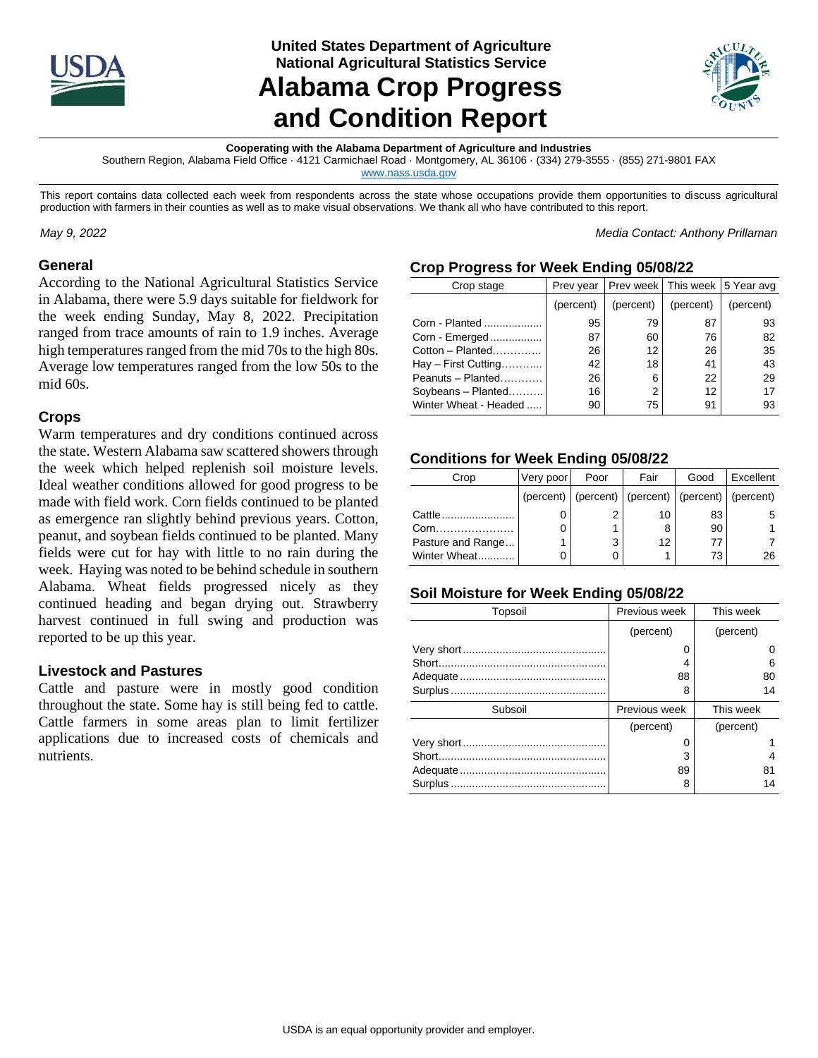**United States Department of Agriculture**
**National Agricultural Statistics Service**

# Alabama Crop Progress and Condition Report

**Cooperating with the Alabama Department of Agriculture and Industries**

Southern Region, Alabama Field Office · 4121 Carmichael Road · Montgomery, AL 36106 · (334) 279-3555 · (855) 271-9801 FAX

www.nass.usda.gov

This report contains data collected each week from respondents across the state whose occupations provide them opportunities to discuss agricultural production with farmers in their counties as well as to make visual observations. We thank all who have contributed to this report.

*May 9, 2022* *Media Contact: Anthony Prillaman*

## General

According to the National Agricultural Statistics Service in Alabama, there were 5.9 days suitable for fieldwork for the week ending Sunday, May 8, 2022. Precipitation ranged from trace amounts of rain to 1.9 inches. Average high temperatures ranged from the mid 70s to the high 80s. Average low temperatures ranged from the low 50s to the mid 60s.

## Crops

Warm temperatures and dry conditions continued across the state. Western Alabama saw scattered showers through the week which helped replenish soil moisture levels. Ideal weather conditions allowed for good progress to be made with field work. Corn fields continued to be planted as emergence ran slightly behind previous years. Cotton, peanut, and soybean fields continued to be planted. Many fields were cut for hay with little to no rain during the week. Haying was noted to be behind schedule in southern Alabama. Wheat fields progressed nicely as they continued heading and began drying out. Strawberry harvest continued in full swing and production was reported to be up this year.

## Livestock and Pastures

Cattle and pasture were in mostly good condition throughout the state. Some hay is still being fed to cattle. Cattle farmers in some areas plan to limit fertilizer applications due to increased costs of chemicals and nutrients.

## Crop Progress for Week Ending 05/08/22

| Crop stage | Prev year | Prev week | This week | 5 Year avg |
|---|---|---|---|---|
| | (percent) | (percent) | (percent) | (percent) |
| Corn - Planted | 95 | 79 | 87 | 93 |
| Corn - Emerged | 87 | 60 | 76 | 82 |
| Cotton – Planted | 26 | 12 | 26 | 35 |
| Hay – First Cutting | 42 | 18 | 41 | 43 |
| Peanuts – Planted | 26 | 6 | 22 | 29 |
| Soybeans – Planted | 16 | 2 | 12 | 17 |
| Winter Wheat - Headed | 90 | 75 | 91 | 93 |

## Conditions for Week Ending 05/08/22

| Crop | Very poor | Poor | Fair | Good | Excellent |
|---|---|---|---|---|---|
| | (percent) | (percent) | (percent) | (percent) | (percent) |
| Cattle | 0 | 2 | 10 | 83 | 5 |
| Corn | 0 | 1 | 8 | 90 | 1 |
| Pasture and Range | 1 | 3 | 12 | 77 | 7 |
| Winter Wheat | 0 | 0 | 1 | 73 | 26 |

## Soil Moisture for Week Ending 05/08/22

| Topsoil | Previous week | This week |
|---|---|---|
| | (percent) | (percent) |
| Very short | 0 | 0 |
| Short | 4 | 6 |
| Adequate | 88 | 80 |
| Surplus | 8 | 14 |
| **Subsoil** | **Previous week** | **This week** |
| | (percent) | (percent) |
| Very short | 0 | 1 |
| Short | 3 | 4 |
| Adequate | 89 | 81 |
| Surplus | 8 | 14 |

USDA is an equal opportunity provider and employer.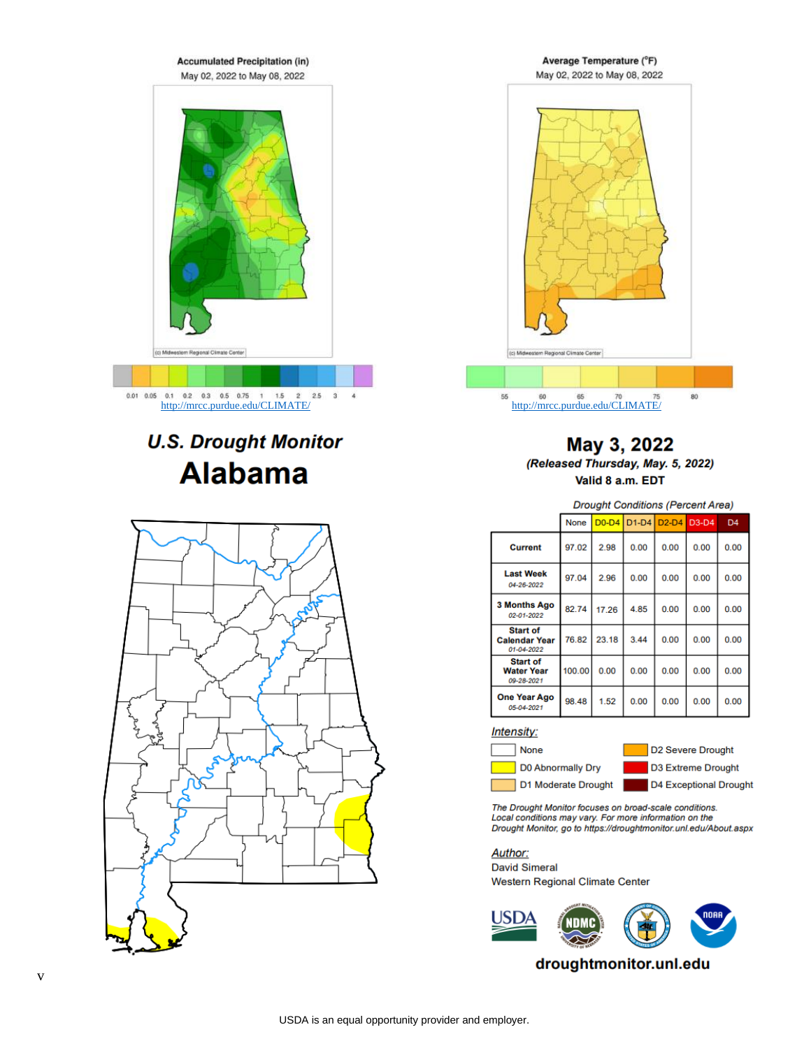Accumulated Precipitation (in)

May 02, 2022 to May 08, 2022

(c) Midwestern Regional Climate Center

0.01 0.05 0.1 0.2 0.3 0.5 0.75 1 1.5 2 2.5 3 4

http://mrcc.purdue.edu/CLIMATE/

Average Temperature (°F)

May 02, 2022 to May 08, 2022

(c) Midwestern Regional Climate Center

55 60 65 70 75 80

http://mrcc.purdue.edu/CLIMATE/

# *U.S. Drought Monitor*
# Alabama

## May 3, 2022

***(Released Thursday, May. 5, 2022)***

**Valid 8 a.m. EDT**

*Drought Conditions (Percent Area)*

| | None | D0-D4 | D1-D4 | D2-D4 | D3-D4 | D4 |
|---|---|---|---|---|---|---|
| **Current** | 97.02 | 2.98 | 0.00 | 0.00 | 0.00 | 0.00 |
| **Last Week** *04-26-2022* | 97.04 | 2.96 | 0.00 | 0.00 | 0.00 | 0.00 |
| **3 Months Ago** *02-01-2022* | 82.74 | 17.26 | 4.85 | 0.00 | 0.00 | 0.00 |
| **Start of Calendar Year** *01-04-2022* | 76.82 | 23.18 | 3.44 | 0.00 | 0.00 | 0.00 |
| **Start of Water Year** *09-28-2021* | 100.00 | 0.00 | 0.00 | 0.00 | 0.00 | 0.00 |
| **One Year Ago** *05-04-2021* | 98.48 | 1.52 | 0.00 | 0.00 | 0.00 | 0.00 |

*Intensity:*

- None
- D0 Abnormally Dry
- D1 Moderate Drought
- D2 Severe Drought
- D3 Extreme Drought
- D4 Exceptional Drought

*The Drought Monitor focuses on broad-scale conditions. Local conditions may vary. For more information on the Drought Monitor, go to https://droughtmonitor.unl.edu/About.aspx*

*Author:*

David Simeral

Western Regional Climate Center

**droughtmonitor.unl.edu**

v

USDA is an equal opportunity provider and employer.